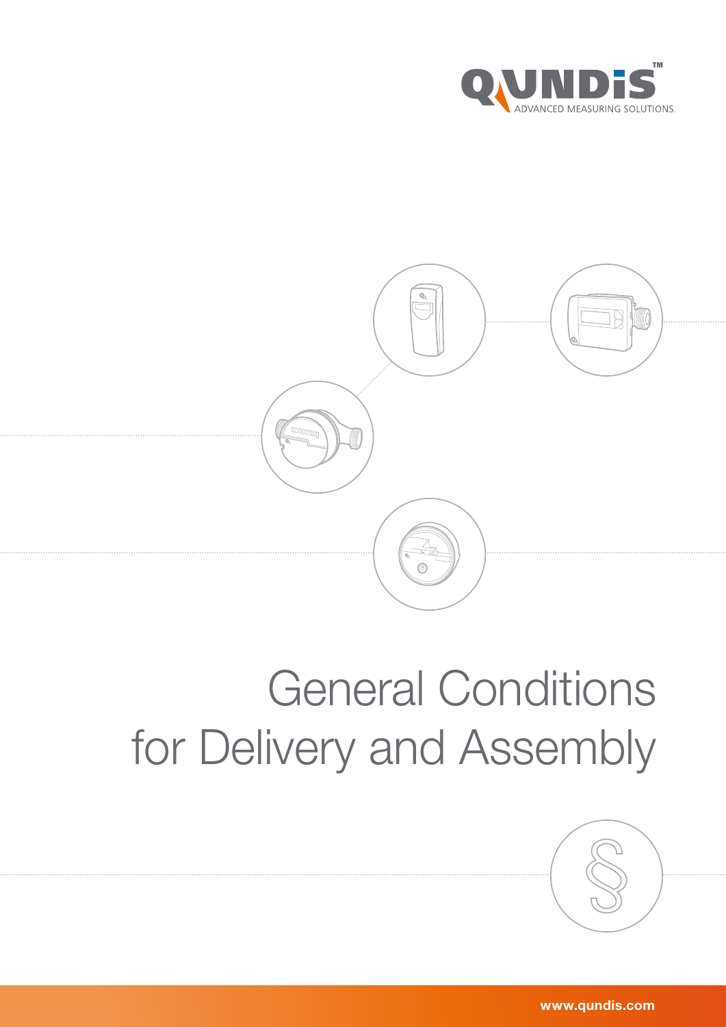QUNDIS™ ADVANCED MEASURING SOLUTIONS.

# General Conditions for Delivery and Assembly

www.qundis.com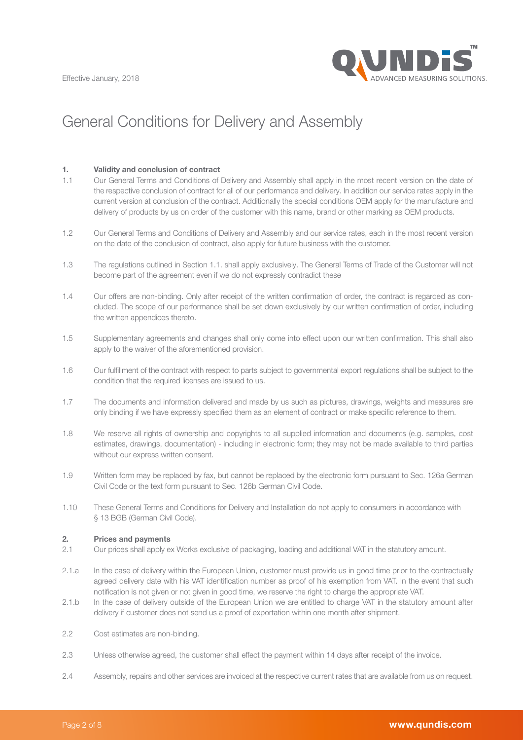Effective January, 2018

# General Conditions for Delivery and Assembly

**1. Validity and conclusion of contract**

1.1 Our General Terms and Conditions of Delivery and Assembly shall apply in the most recent version on the date of the respective conclusion of contract for all of our performance and delivery. In addition our service rates apply in the current version at conclusion of the contract. Additionally the special conditions OEM apply for the manufacture and delivery of products by us on order of the customer with this name, brand or other marking as OEM products.

1.2 Our General Terms and Conditions of Delivery and Assembly and our service rates, each in the most recent version on the date of the conclusion of contract, also apply for future business with the customer.

1.3 The regulations outlined in Section 1.1. shall apply exclusively. The General Terms of Trade of the Customer will not become part of the agreement even if we do not expressly contradict these

1.4 Our offers are non-binding. Only after receipt of the written confirmation of order, the contract is regarded as concluded. The scope of our performance shall be set down exclusively by our written confirmation of order, including the written appendices thereto.

1.5 Supplementary agreements and changes shall only come into effect upon our written confirmation. This shall also apply to the waiver of the aforementioned provision.

1.6 Our fulfillment of the contract with respect to parts subject to governmental export regulations shall be subject to the condition that the required licenses are issued to us.

1.7 The documents and information delivered and made by us such as pictures, drawings, weights and measures are only binding if we have expressly specified them as an element of contract or make specific reference to them.

1.8 We reserve all rights of ownership and copyrights to all supplied information and documents (e.g. samples, cost estimates, drawings, documentation) - including in electronic form; they may not be made available to third parties without our express written consent.

1.9 Written form may be replaced by fax, but cannot be replaced by the electronic form pursuant to Sec. 126a German Civil Code or the text form pursuant to Sec. 126b German Civil Code.

1.10 These General Terms and Conditions for Delivery and Installation do not apply to consumers in accordance with § 13 BGB (German Civil Code).

**2. Prices and payments**

2.1 Our prices shall apply ex Works exclusive of packaging, loading and additional VAT in the statutory amount.

2.1.a In the case of delivery within the European Union, customer must provide us in good time prior to the contractually agreed delivery date with his VAT identification number as proof of his exemption from VAT. In the event that such notification is not given or not given in good time, we reserve the right to charge the appropriate VAT.

2.1.b In the case of delivery outside of the European Union we are entitled to charge VAT in the statutory amount after delivery if customer does not send us a proof of exportation within one month after shipment.

2.2 Cost estimates are non-binding.

2.3 Unless otherwise agreed, the customer shall effect the payment within 14 days after receipt of the invoice.

2.4 Assembly, repairs and other services are invoiced at the respective current rates that are available from us on request.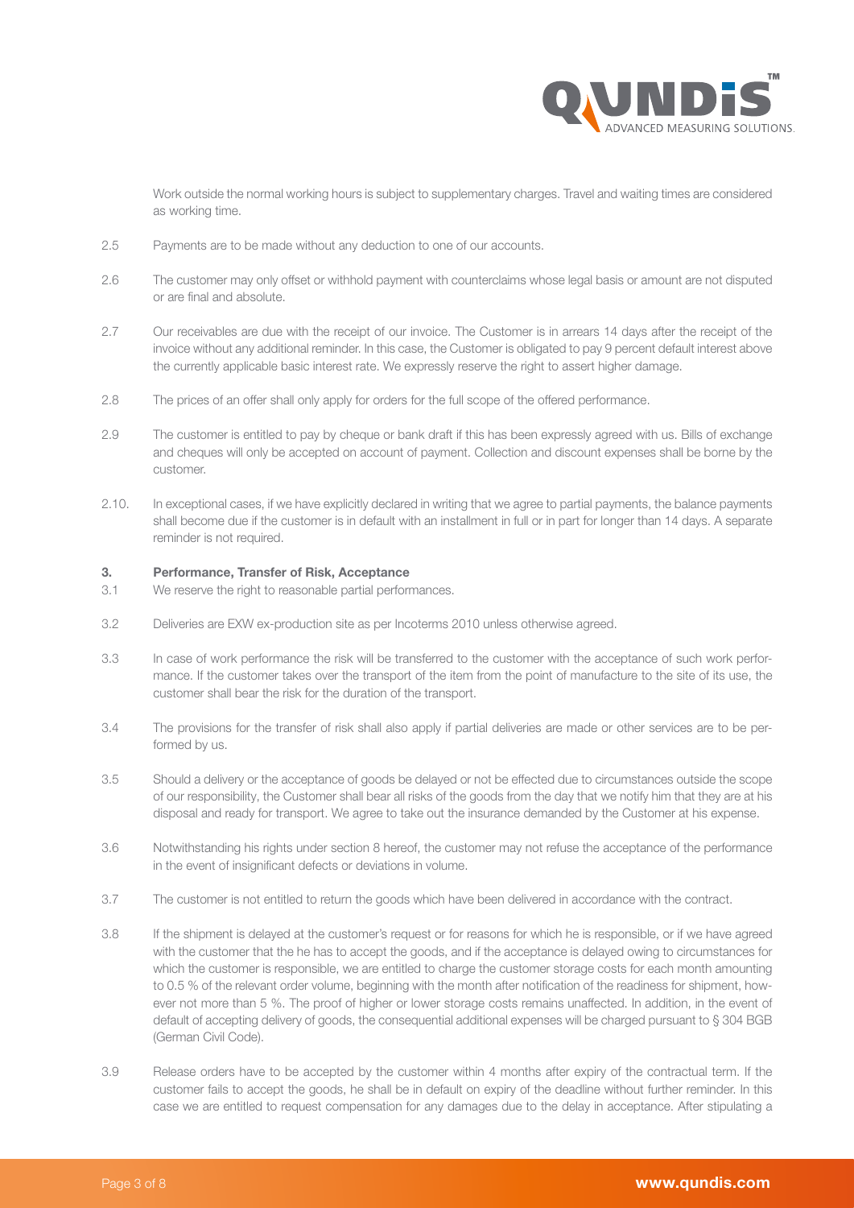Work outside the normal working hours is subject to supplementary charges. Travel and waiting times are considered as working time.

2.5 Payments are to be made without any deduction to one of our accounts.

2.6 The customer may only offset or withhold payment with counterclaims whose legal basis or amount are not disputed or are final and absolute.

2.7 Our receivables are due with the receipt of our invoice. The Customer is in arrears 14 days after the receipt of the invoice without any additional reminder. In this case, the Customer is obligated to pay 9 percent default interest above the currently applicable basic interest rate. We expressly reserve the right to assert higher damage.

2.8 The prices of an offer shall only apply for orders for the full scope of the offered performance.

2.9 The customer is entitled to pay by cheque or bank draft if this has been expressly agreed with us. Bills of exchange and cheques will only be accepted on account of payment. Collection and discount expenses shall be borne by the customer.

2.10. In exceptional cases, if we have explicitly declared in writing that we agree to partial payments, the balance payments shall become due if the customer is in default with an installment in full or in part for longer than 14 days. A separate reminder is not required.

## 3. Performance, Transfer of Risk, Acceptance

3.1 We reserve the right to reasonable partial performances.

3.2 Deliveries are EXW ex-production site as per Incoterms 2010 unless otherwise agreed.

3.3 In case of work performance the risk will be transferred to the customer with the acceptance of such work performance. If the customer takes over the transport of the item from the point of manufacture to the site of its use, the customer shall bear the risk for the duration of the transport.

3.4 The provisions for the transfer of risk shall also apply if partial deliveries are made or other services are to be performed by us.

3.5 Should a delivery or the acceptance of goods be delayed or not be effected due to circumstances outside the scope of our responsibility, the Customer shall bear all risks of the goods from the day that we notify him that they are at his disposal and ready for transport. We agree to take out the insurance demanded by the Customer at his expense.

3.6 Notwithstanding his rights under section 8 hereof, the customer may not refuse the acceptance of the performance in the event of insignificant defects or deviations in volume.

3.7 The customer is not entitled to return the goods which have been delivered in accordance with the contract.

3.8 If the shipment is delayed at the customer's request or for reasons for which he is responsible, or if we have agreed with the customer that the he has to accept the goods, and if the acceptance is delayed owing to circumstances for which the customer is responsible, we are entitled to charge the customer storage costs for each month amounting to 0.5 % of the relevant order volume, beginning with the month after notification of the readiness for shipment, however not more than 5 %. The proof of higher or lower storage costs remains unaffected. In addition, in the event of default of accepting delivery of goods, the consequential additional expenses will be charged pursuant to § 304 BGB (German Civil Code).

3.9 Release orders have to be accepted by the customer within 4 months after expiry of the contractual term. If the customer fails to accept the goods, he shall be in default on expiry of the deadline without further reminder. In this case we are entitled to request compensation for any damages due to the delay in acceptance. After stipulating a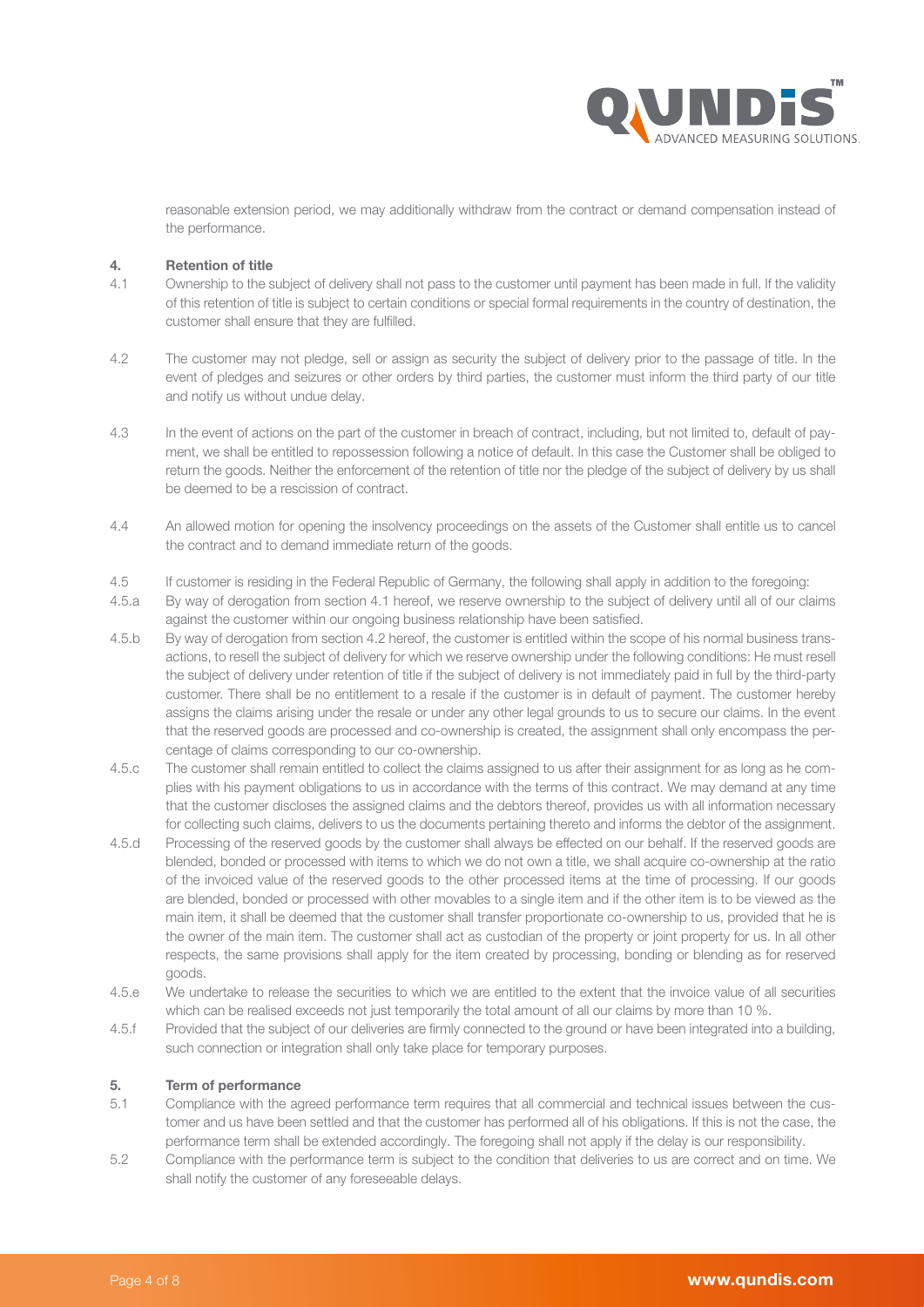reasonable extension period, we may additionally withdraw from the contract or demand compensation instead of the performance.

## 4. Retention of title

4.1 Ownership to the subject of delivery shall not pass to the customer until payment has been made in full. If the validity of this retention of title is subject to certain conditions or special formal requirements in the country of destination, the customer shall ensure that they are fulfilled.

4.2 The customer may not pledge, sell or assign as security the subject of delivery prior to the passage of title. In the event of pledges and seizures or other orders by third parties, the customer must inform the third party of our title and notify us without undue delay.

4.3 In the event of actions on the part of the customer in breach of contract, including, but not limited to, default of payment, we shall be entitled to repossession following a notice of default. In this case the Customer shall be obliged to return the goods. Neither the enforcement of the retention of title nor the pledge of the subject of delivery by us shall be deemed to be a rescission of contract.

4.4 An allowed motion for opening the insolvency proceedings on the assets of the Customer shall entitle us to cancel the contract and to demand immediate return of the goods.

4.5 If customer is residing in the Federal Republic of Germany, the following shall apply in addition to the foregoing:

4.5.a By way of derogation from section 4.1 hereof, we reserve ownership to the subject of delivery until all of our claims against the customer within our ongoing business relationship have been satisfied.

4.5.b By way of derogation from section 4.2 hereof, the customer is entitled within the scope of his normal business transactions, to resell the subject of delivery for which we reserve ownership under the following conditions: He must resell the subject of delivery under retention of title if the subject of delivery is not immediately paid in full by the third-party customer. There shall be no entitlement to a resale if the customer is in default of payment. The customer hereby assigns the claims arising under the resale or under any other legal grounds to us to secure our claims. In the event that the reserved goods are processed and co-ownership is created, the assignment shall only encompass the percentage of claims corresponding to our co-ownership.

4.5.c The customer shall remain entitled to collect the claims assigned to us after their assignment for as long as he complies with his payment obligations to us in accordance with the terms of this contract. We may demand at any time that the customer discloses the assigned claims and the debtors thereof, provides us with all information necessary for collecting such claims, delivers to us the documents pertaining thereto and informs the debtor of the assignment.

4.5.d Processing of the reserved goods by the customer shall always be effected on our behalf. If the reserved goods are blended, bonded or processed with items to which we do not own a title, we shall acquire co-ownership at the ratio of the invoiced value of the reserved goods to the other processed items at the time of processing. If our goods are blended, bonded or processed with other movables to a single item and if the other item is to be viewed as the main item, it shall be deemed that the customer shall transfer proportionate co-ownership to us, provided that he is the owner of the main item. The customer shall act as custodian of the property or joint property for us. In all other respects, the same provisions shall apply for the item created by processing, bonding or blending as for reserved goods.

4.5.e We undertake to release the securities to which we are entitled to the extent that the invoice value of all securities which can be realised exceeds not just temporarily the total amount of all our claims by more than 10 %.

4.5.f Provided that the subject of our deliveries are firmly connected to the ground or have been integrated into a building, such connection or integration shall only take place for temporary purposes.

## 5. Term of performance

5.1 Compliance with the agreed performance term requires that all commercial and technical issues between the customer and us have been settled and that the customer has performed all of his obligations. If this is not the case, the performance term shall be extended accordingly. The foregoing shall not apply if the delay is our responsibility.

5.2 Compliance with the performance term is subject to the condition that deliveries to us are correct and on time. We shall notify the customer of any foreseeable delays.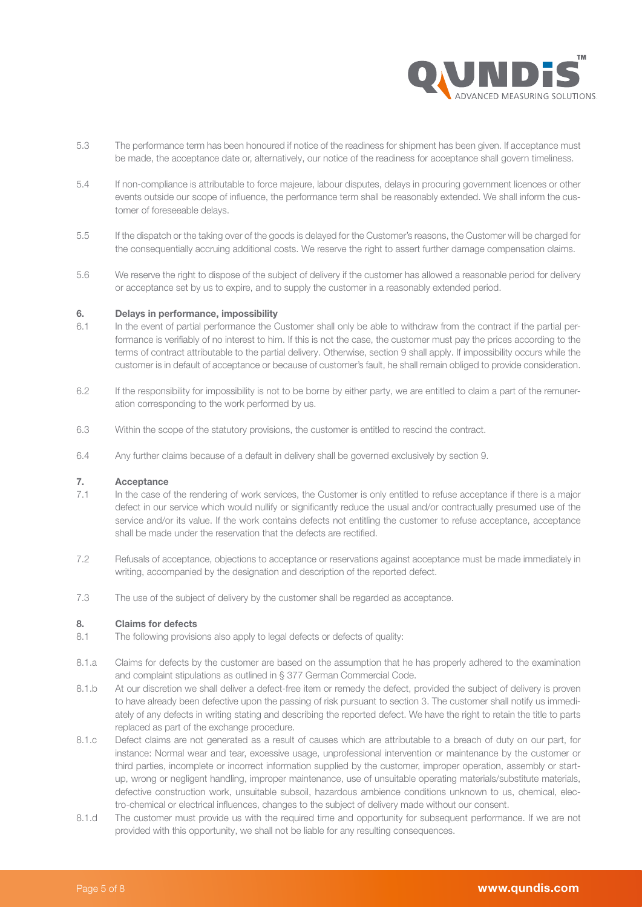5.3 The performance term has been honoured if notice of the readiness for shipment has been given. If acceptance must be made, the acceptance date or, alternatively, our notice of the readiness for acceptance shall govern timeliness.

5.4 If non-compliance is attributable to force majeure, labour disputes, delays in procuring government licences or other events outside our scope of influence, the performance term shall be reasonably extended. We shall inform the customer of foreseeable delays.

5.5 If the dispatch or the taking over of the goods is delayed for the Customer's reasons, the Customer will be charged for the consequentially accruing additional costs. We reserve the right to assert further damage compensation claims.

5.6 We reserve the right to dispose of the subject of delivery if the customer has allowed a reasonable period for delivery or acceptance set by us to expire, and to supply the customer in a reasonably extended period.

## 6. Delays in performance, impossibility

6.1 In the event of partial performance the Customer shall only be able to withdraw from the contract if the partial performance is verifiably of no interest to him. If this is not the case, the customer must pay the prices according to the terms of contract attributable to the partial delivery. Otherwise, section 9 shall apply. If impossibility occurs while the customer is in default of acceptance or because of customer's fault, he shall remain obliged to provide consideration.

6.2 If the responsibility for impossibility is not to be borne by either party, we are entitled to claim a part of the remuneration corresponding to the work performed by us.

6.3 Within the scope of the statutory provisions, the customer is entitled to rescind the contract.

6.4 Any further claims because of a default in delivery shall be governed exclusively by section 9.

## 7. Acceptance

7.1 In the case of the rendering of work services, the Customer is only entitled to refuse acceptance if there is a major defect in our service which would nullify or significantly reduce the usual and/or contractually presumed use of the service and/or its value. If the work contains defects not entitling the customer to refuse acceptance, acceptance shall be made under the reservation that the defects are rectified.

7.2 Refusals of acceptance, objections to acceptance or reservations against acceptance must be made immediately in writing, accompanied by the designation and description of the reported defect.

7.3 The use of the subject of delivery by the customer shall be regarded as acceptance.

## 8. Claims for defects

8.1 The following provisions also apply to legal defects or defects of quality:

8.1.a Claims for defects by the customer are based on the assumption that he has properly adhered to the examination and complaint stipulations as outlined in § 377 German Commercial Code.

8.1.b At our discretion we shall deliver a defect-free item or remedy the defect, provided the subject of delivery is proven to have already been defective upon the passing of risk pursuant to section 3. The customer shall notify us immediately of any defects in writing stating and describing the reported defect. We have the right to retain the title to parts replaced as part of the exchange procedure.

8.1.c Defect claims are not generated as a result of causes which are attributable to a breach of duty on our part, for instance: Normal wear and tear, excessive usage, unprofessional intervention or maintenance by the customer or third parties, incomplete or incorrect information supplied by the customer, improper operation, assembly or start-up, wrong or negligent handling, improper maintenance, use of unsuitable operating materials/substitute materials, defective construction work, unsuitable subsoil, hazardous ambience conditions unknown to us, chemical, electro-chemical or electrical influences, changes to the subject of delivery made without our consent.

8.1.d The customer must provide us with the required time and opportunity for subsequent performance. If we are not provided with this opportunity, we shall not be liable for any resulting consequences.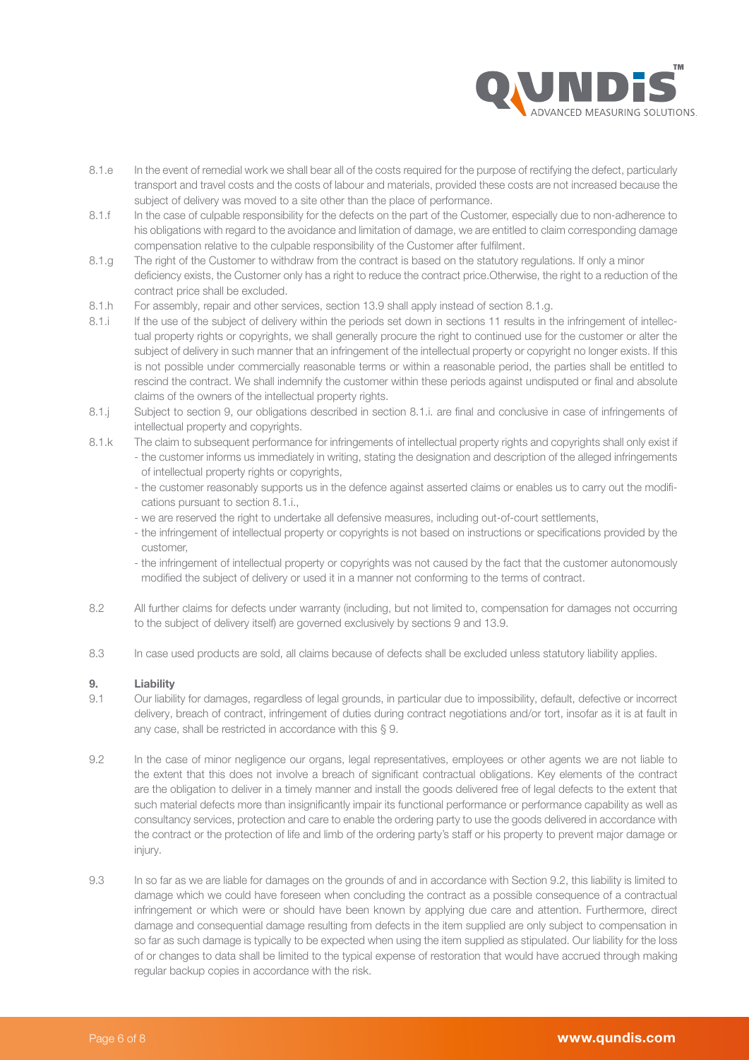8.1.e In the event of remedial work we shall bear all of the costs required for the purpose of rectifying the defect, particularly transport and travel costs and the costs of labour and materials, provided these costs are not increased because the subject of delivery was moved to a site other than the place of performance.

8.1.f In the case of culpable responsibility for the defects on the part of the Customer, especially due to non-adherence to his obligations with regard to the avoidance and limitation of damage, we are entitled to claim corresponding damage compensation relative to the culpable responsibility of the Customer after fulfilment.

8.1.g The right of the Customer to withdraw from the contract is based on the statutory regulations. If only a minor deficiency exists, the Customer only has a right to reduce the contract price.Otherwise, the right to a reduction of the contract price shall be excluded.

8.1.h For assembly, repair and other services, section 13.9 shall apply instead of section 8.1.g.

8.1.i If the use of the subject of delivery within the periods set down in sections 11 results in the infringement of intellectual property rights or copyrights, we shall generally procure the right to continued use for the customer or alter the subject of delivery in such manner that an infringement of the intellectual property or copyright no longer exists. If this is not possible under commercially reasonable terms or within a reasonable period, the parties shall be entitled to rescind the contract. We shall indemnify the customer within these periods against undisputed or final and absolute claims of the owners of the intellectual property rights.

8.1.j Subject to section 9, our obligations described in section 8.1.i. are final and conclusive in case of infringements of intellectual property and copyrights.

8.1.k The claim to subsequent performance for infringements of intellectual property rights and copyrights shall only exist if
- the customer informs us immediately in writing, stating the designation and description of the alleged infringements of intellectual property rights or copyrights,
- the customer reasonably supports us in the defence against asserted claims or enables us to carry out the modifications pursuant to section 8.1.i.,
- we are reserved the right to undertake all defensive measures, including out-of-court settlements,
- the infringement of intellectual property or copyrights is not based on instructions or specifications provided by the customer,
- the infringement of intellectual property or copyrights was not caused by the fact that the customer autonomously modified the subject of delivery or used it in a manner not conforming to the terms of contract.

8.2 All further claims for defects under warranty (including, but not limited to, compensation for damages not occurring to the subject of delivery itself) are governed exclusively by sections 9 and 13.9.

8.3 In case used products are sold, all claims because of defects shall be excluded unless statutory liability applies.

## 9. Liability

9.1 Our liability for damages, regardless of legal grounds, in particular due to impossibility, default, defective or incorrect delivery, breach of contract, infringement of duties during contract negotiations and/or tort, insofar as it is at fault in any case, shall be restricted in accordance with this § 9.

9.2 In the case of minor negligence our organs, legal representatives, employees or other agents we are not liable to the extent that this does not involve a breach of significant contractual obligations. Key elements of the contract are the obligation to deliver in a timely manner and install the goods delivered free of legal defects to the extent that such material defects more than insignificantly impair its functional performance or performance capability as well as consultancy services, protection and care to enable the ordering party to use the goods delivered in accordance with the contract or the protection of life and limb of the ordering party's staff or his property to prevent major damage or injury.

9.3 In so far as we are liable for damages on the grounds of and in accordance with Section 9.2, this liability is limited to damage which we could have foreseen when concluding the contract as a possible consequence of a contractual infringement or which were or should have been known by applying due care and attention. Furthermore, direct damage and consequential damage resulting from defects in the item supplied are only subject to compensation in so far as such damage is typically to be expected when using the item supplied as stipulated. Our liability for the loss of or changes to data shall be limited to the typical expense of restoration that would have accrued through making regular backup copies in accordance with the risk.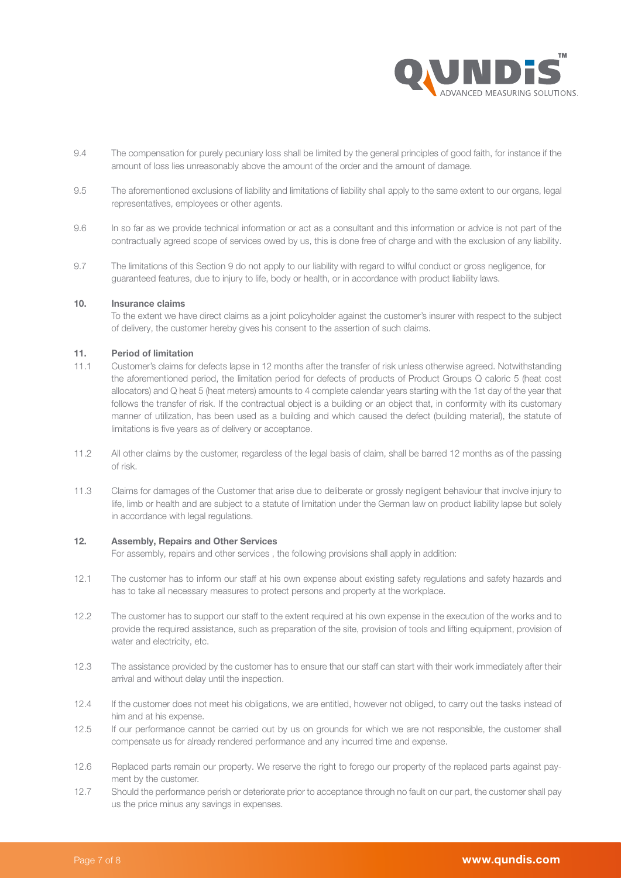9.4 The compensation for purely pecuniary loss shall be limited by the general principles of good faith, for instance if the amount of loss lies unreasonably above the amount of the order and the amount of damage.

9.5 The aforementioned exclusions of liability and limitations of liability shall apply to the same extent to our organs, legal representatives, employees or other agents.

9.6 In so far as we provide technical information or act as a consultant and this information or advice is not part of the contractually agreed scope of services owed by us, this is done free of charge and with the exclusion of any liability.

9.7 The limitations of this Section 9 do not apply to our liability with regard to wilful conduct or gross negligence, for guaranteed features, due to injury to life, body or health, or in accordance with product liability laws.

## 10. Insurance claims

To the extent we have direct claims as a joint policyholder against the customer's insurer with respect to the subject of delivery, the customer hereby gives his consent to the assertion of such claims.

## 11. Period of limitation

11.1 Customer's claims for defects lapse in 12 months after the transfer of risk unless otherwise agreed. Notwithstanding the aforementioned period, the limitation period for defects of products of Product Groups Q caloric 5 (heat cost allocators) and Q heat 5 (heat meters) amounts to 4 complete calendar years starting with the 1st day of the year that follows the transfer of risk. If the contractual object is a building or an object that, in conformity with its customary manner of utilization, has been used as a building and which caused the defect (building material), the statute of limitations is five years as of delivery or acceptance.

11.2 All other claims by the customer, regardless of the legal basis of claim, shall be barred 12 months as of the passing of risk.

11.3 Claims for damages of the Customer that arise due to deliberate or grossly negligent behaviour that involve injury to life, limb or health and are subject to a statute of limitation under the German law on product liability lapse but solely in accordance with legal regulations.

## 12. Assembly, Repairs and Other Services

For assembly, repairs and other services , the following provisions shall apply in addition:

12.1 The customer has to inform our staff at his own expense about existing safety regulations and safety hazards and has to take all necessary measures to protect persons and property at the workplace.

12.2 The customer has to support our staff to the extent required at his own expense in the execution of the works and to provide the required assistance, such as preparation of the site, provision of tools and lifting equipment, provision of water and electricity, etc.

12.3 The assistance provided by the customer has to ensure that our staff can start with their work immediately after their arrival and without delay until the inspection.

12.4 If the customer does not meet his obligations, we are entitled, however not obliged, to carry out the tasks instead of him and at his expense.

12.5 If our performance cannot be carried out by us on grounds for which we are not responsible, the customer shall compensate us for already rendered performance and any incurred time and expense.

12.6 Replaced parts remain our property. We reserve the right to forego our property of the replaced parts against payment by the customer.

12.7 Should the performance perish or deteriorate prior to acceptance through no fault on our part, the customer shall pay us the price minus any savings in expenses.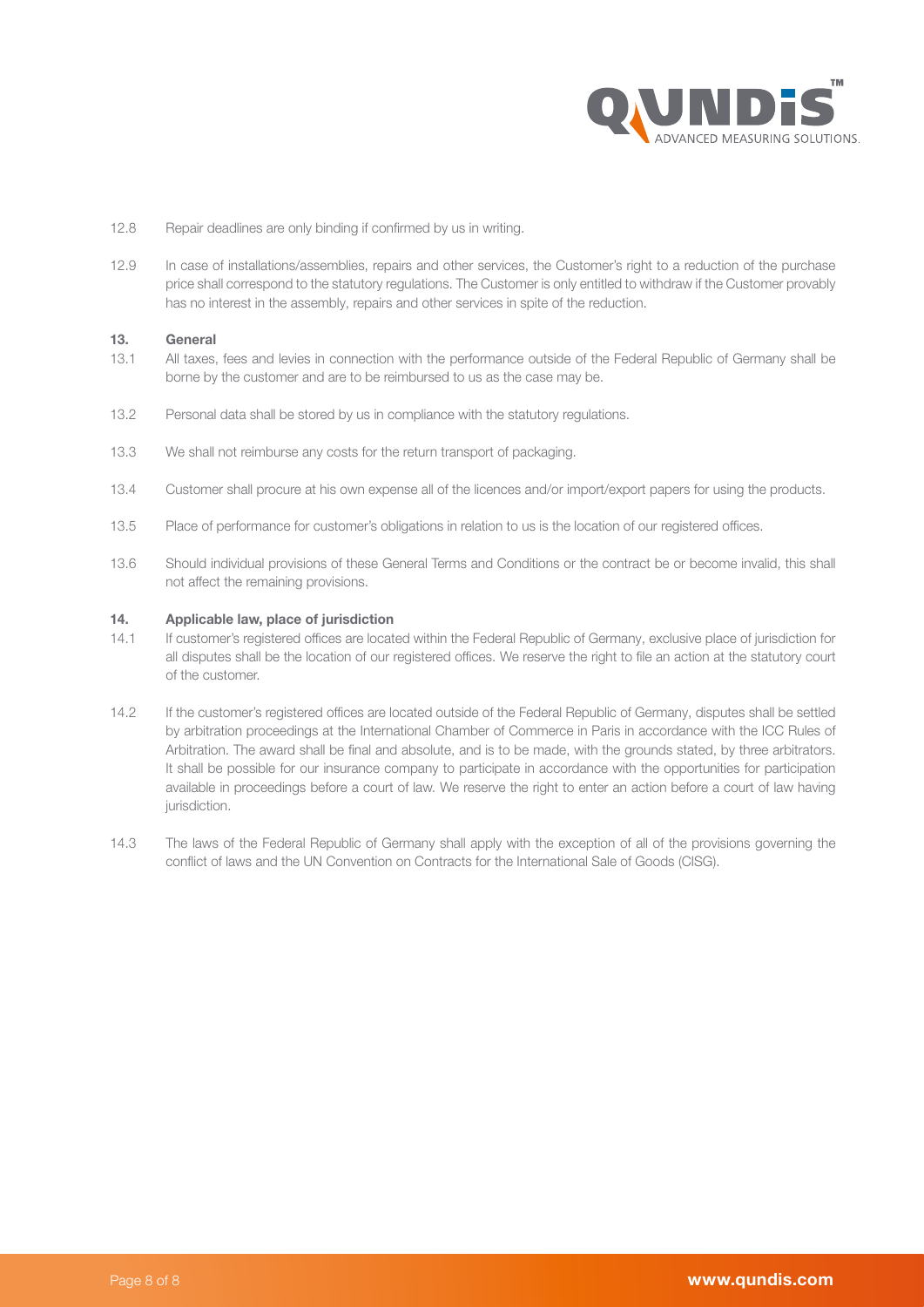12.8 Repair deadlines are only binding if confirmed by us in writing.

12.9 In case of installations/assemblies, repairs and other services, the Customer's right to a reduction of the purchase price shall correspond to the statutory regulations. The Customer is only entitled to withdraw if the Customer provably has no interest in the assembly, repairs and other services in spite of the reduction.

## 13. General

13.1 All taxes, fees and levies in connection with the performance outside of the Federal Republic of Germany shall be borne by the customer and are to be reimbursed to us as the case may be.

13.2 Personal data shall be stored by us in compliance with the statutory regulations.

13.3 We shall not reimburse any costs for the return transport of packaging.

13.4 Customer shall procure at his own expense all of the licences and/or import/export papers for using the products.

13.5 Place of performance for customer's obligations in relation to us is the location of our registered offices.

13.6 Should individual provisions of these General Terms and Conditions or the contract be or become invalid, this shall not affect the remaining provisions.

## 14. Applicable law, place of jurisdiction

14.1 If customer's registered offices are located within the Federal Republic of Germany, exclusive place of jurisdiction for all disputes shall be the location of our registered offices. We reserve the right to file an action at the statutory court of the customer.

14.2 If the customer's registered offices are located outside of the Federal Republic of Germany, disputes shall be settled by arbitration proceedings at the International Chamber of Commerce in Paris in accordance with the ICC Rules of Arbitration. The award shall be final and absolute, and is to be made, with the grounds stated, by three arbitrators. It shall be possible for our insurance company to participate in accordance with the opportunities for participation available in proceedings before a court of law. We reserve the right to enter an action before a court of law having jurisdiction.

14.3 The laws of the Federal Republic of Germany shall apply with the exception of all of the provisions governing the conflict of laws and the UN Convention on Contracts for the International Sale of Goods (CISG).